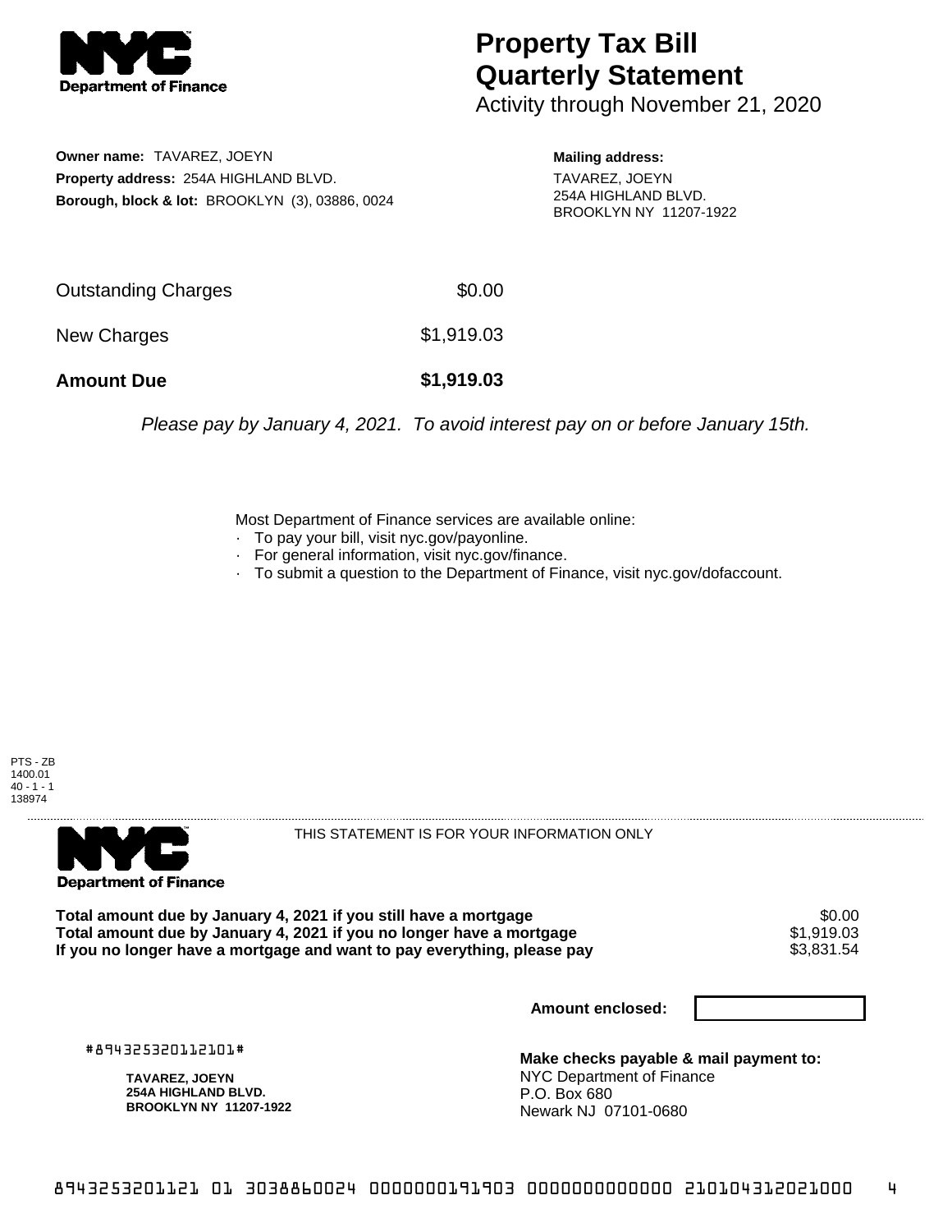# Property Tax Bill Quarterly Statement

Activity through November 21, 2020

**Owner name:** TAVAREZ, JOEYN
**Property address:** 254A HIGHLAND BLVD.
**Borough, block & lot:** BROOKLYN (3), 03886, 0024

**Mailing address:**
TAVAREZ, JOEYN
254A HIGHLAND BLVD.
BROOKLYN NY 11207-1922

| | |
|---|---|
| Outstanding Charges | $0.00 |
| New Charges | $1,919.03 |
| **Amount Due** | **$1,919.03** |

*Please pay by January 4, 2021. To avoid interest pay on or before January 15th.*

Most Department of Finance services are available online:
- To pay your bill, visit nyc.gov/payonline.
- For general information, visit nyc.gov/finance.
- To submit a question to the Department of Finance, visit nyc.gov/dofaccount.

PTS - ZB
1400.01
40 - 1 - 1
138974

THIS STATEMENT IS FOR YOUR INFORMATION ONLY

| | |
|---|---|
| **Total amount due by January 4, 2021 if you still have a mortgage** | $0.00 |
| **Total amount due by January 4, 2021 if you no longer have a mortgage** | $1,919.03 |
| **If you no longer have a mortgage and want to pay everything, please pay** | $3,831.54 |

**Amount enclosed:**

#894325320112101#

**TAVAREZ, JOEYN**
**254A HIGHLAND BLVD.**
**BROOKLYN NY 11207-1922**

**Make checks payable & mail payment to:**
NYC Department of Finance
P.O. Box 680
Newark NJ 07101-0680

8943253201121 01 3038860024 0000000191903 0000000000000 210104312021000 4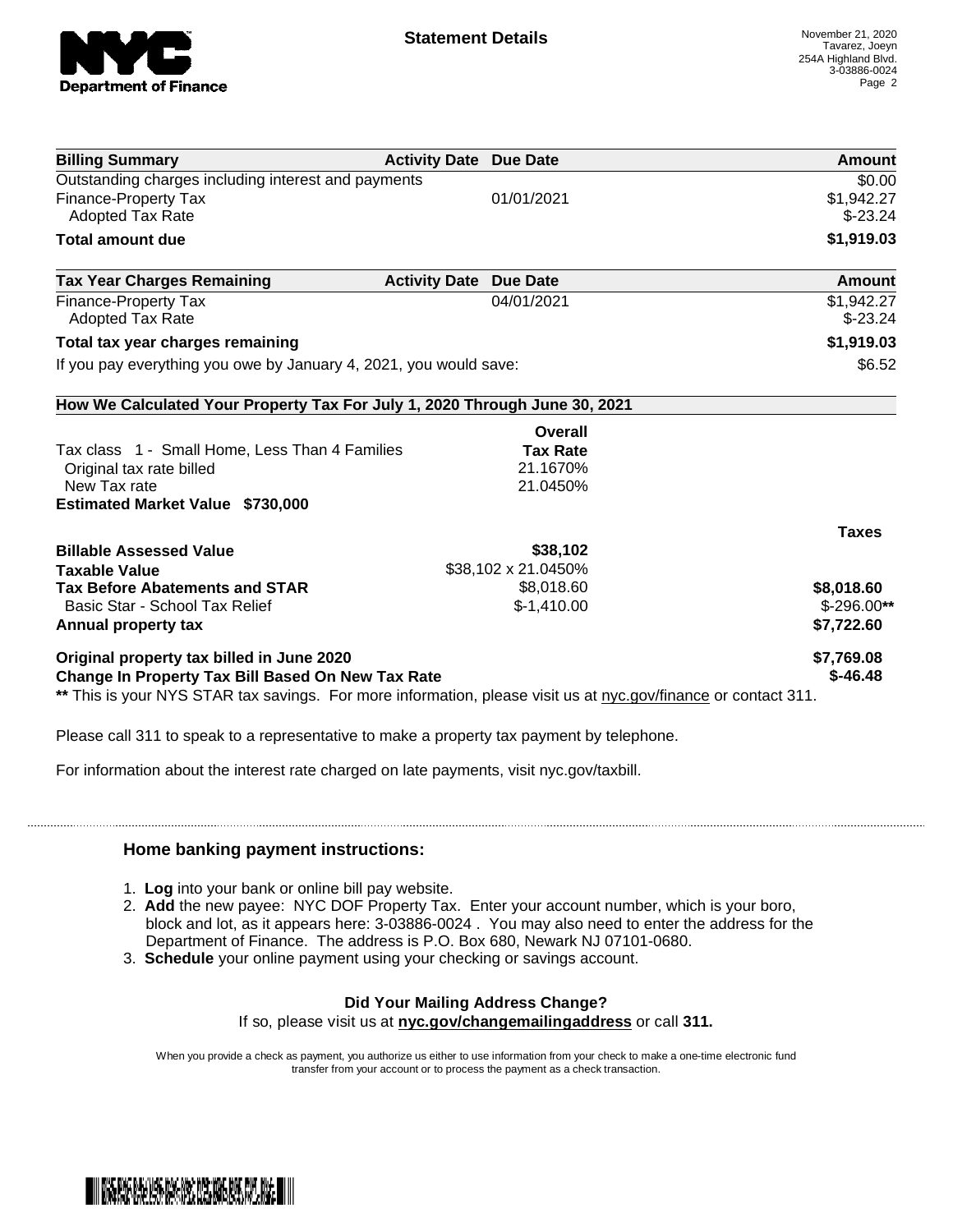# Statement Details

November 21, 2020
Tavarez, Joeyn
254A Highland Blvd.
3-03886-0024

| Billing Summary | Activity Date | Due Date | Amount |
|---|---|---|---|
| Outstanding charges including interest and payments | | | $0.00 |
| Finance-Property Tax | | 01/01/2021 | $1,942.27 |
| Adopted Tax Rate | | | $-23.24 |
| **Total amount due** | | | **$1,919.03** |

| Tax Year Charges Remaining | Activity Date | Due Date | Amount |
|---|---|---|---|
| Finance-Property Tax | | 04/01/2021 | $1,942.27 |
| Adopted Tax Rate | | | $-23.24 |
| **Total tax year charges remaining** | | | **$1,919.03** |
| If you pay everything you owe by January 4, 2021, you would save: | | | $6.52 |

**How We Calculated Your Property Tax For July 1, 2020 Through June 30, 2021**

| | Overall Tax Rate | Taxes |
|---|---|---|
| Tax class 1 - Small Home, Less Than 4 Families | | |
| Original tax rate billed | 21.1670% | |
| New Tax rate | 21.0450% | |
| **Estimated Market Value $730,000** | | |
| **Billable Assessed Value** | **$38,102** | |
| **Taxable Value** | $38,102 x 21.0450% | |
| **Tax Before Abatements and STAR** | $8,018.60 | **$8,018.60** |
| Basic Star - School Tax Relief | $-1,410.00 | $-296.00** |
| **Annual property tax** | | **$7,722.60** |
| **Original property tax billed in June 2020** | | **$7,769.08** |
| **Change In Property Tax Bill Based On New Tax Rate** | | **$-46.48** |

** This is your NYS STAR tax savings. For more information, please visit us at nyc.gov/finance or contact 311.

Please call 311 to speak to a representative to make a property tax payment by telephone.

For information about the interest rate charged on late payments, visit nyc.gov/taxbill.

## Home banking payment instructions:

1. **Log** into your bank or online bill pay website.
2. **Add** the new payee: NYC DOF Property Tax. Enter your account number, which is your boro, block and lot, as it appears here: 3-03886-0024 . You may also need to enter the address for the Department of Finance. The address is P.O. Box 680, Newark NJ 07101-0680.
3. **Schedule** your online payment using your checking or savings account.

**Did Your Mailing Address Change?**
If so, please visit us at **nyc.gov/changemailingaddress** or call **311.**

When you provide a check as payment, you authorize us either to use information from your check to make a one-time electronic fund transfer from your account or to process the payment as a check transaction.